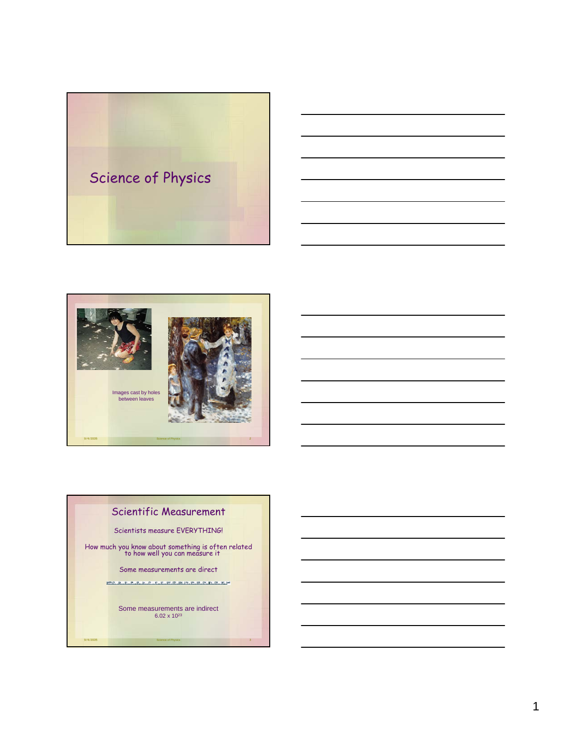# Science of Physics

Images cast by holes between leaves

## Scientific Measurement

Scientists measure EVERYTHING!

How much you know about something is often related to how well you can measure it

Some measurements are direct

Some measurements are indirect

$6.02 \times 10^{23}$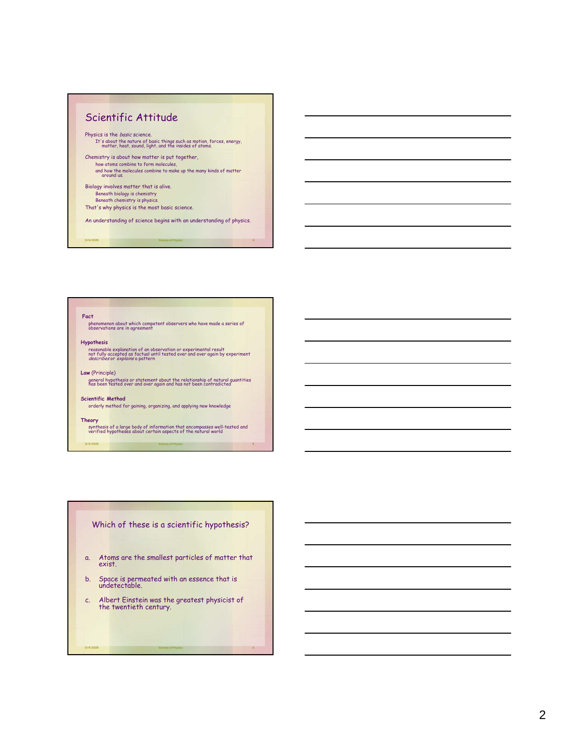## Scientific Attitude

Physics is the *basic* science.

It's about the nature of basic things such as motion, forces, energy, matter, heat, sound, light, and the insides of atoms.

Chemistry is about how matter is put together,

how atoms combine to form molecules,

and how the molecules combine to make up the many kinds of matter around us.

Biology involves matter that is alive.

Beneath biology is chemistry

Beneath chemistry is physics.

That's why physics is the most basic science.

An understanding of science begins with an understanding of physics.

---

**Fact**

phenomenon about which competent observers who have made a series of observations are in agreement

**Hypothesis**

reasonable explanation of an observation or experimental result
not fully accepted as factual until tested over and over again by experiment
*describes* or *explains* a pattern

**Law** (Principle)

general hypothesis or statement about the relationship of natural quantities
has been tested over and over again and has not been contradicted

**Scientific Method**

orderly method for gaining, organizing, and applying new knowledge

**Theory**

synthesis of a large body of information that encompasses well-tested and verified hypotheses about certain aspects of the natural world

---

### Which of these is a scientific hypothesis?

a. Atoms are the smallest particles of matter that exist.

b. Space is permeated with an essence that is undetectable.

c. Albert Einstein was the greatest physicist of the twentieth century.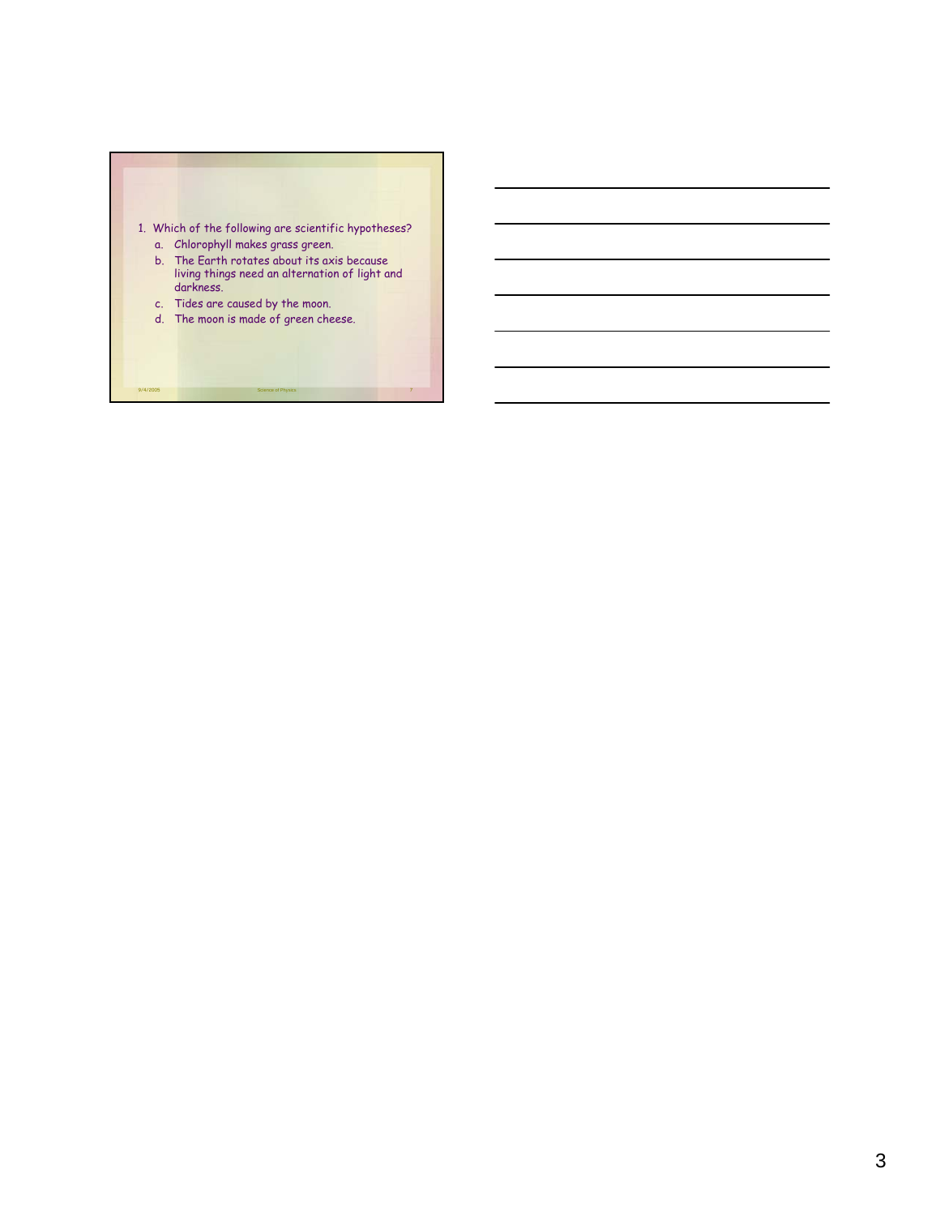1. Which of the following are scientific hypotheses?
   a. Chlorophyll makes grass green.
   b. The Earth rotates about its axis because living things need an alternation of light and darkness.
   c. Tides are caused by the moon.
   d. The moon is made of green cheese.